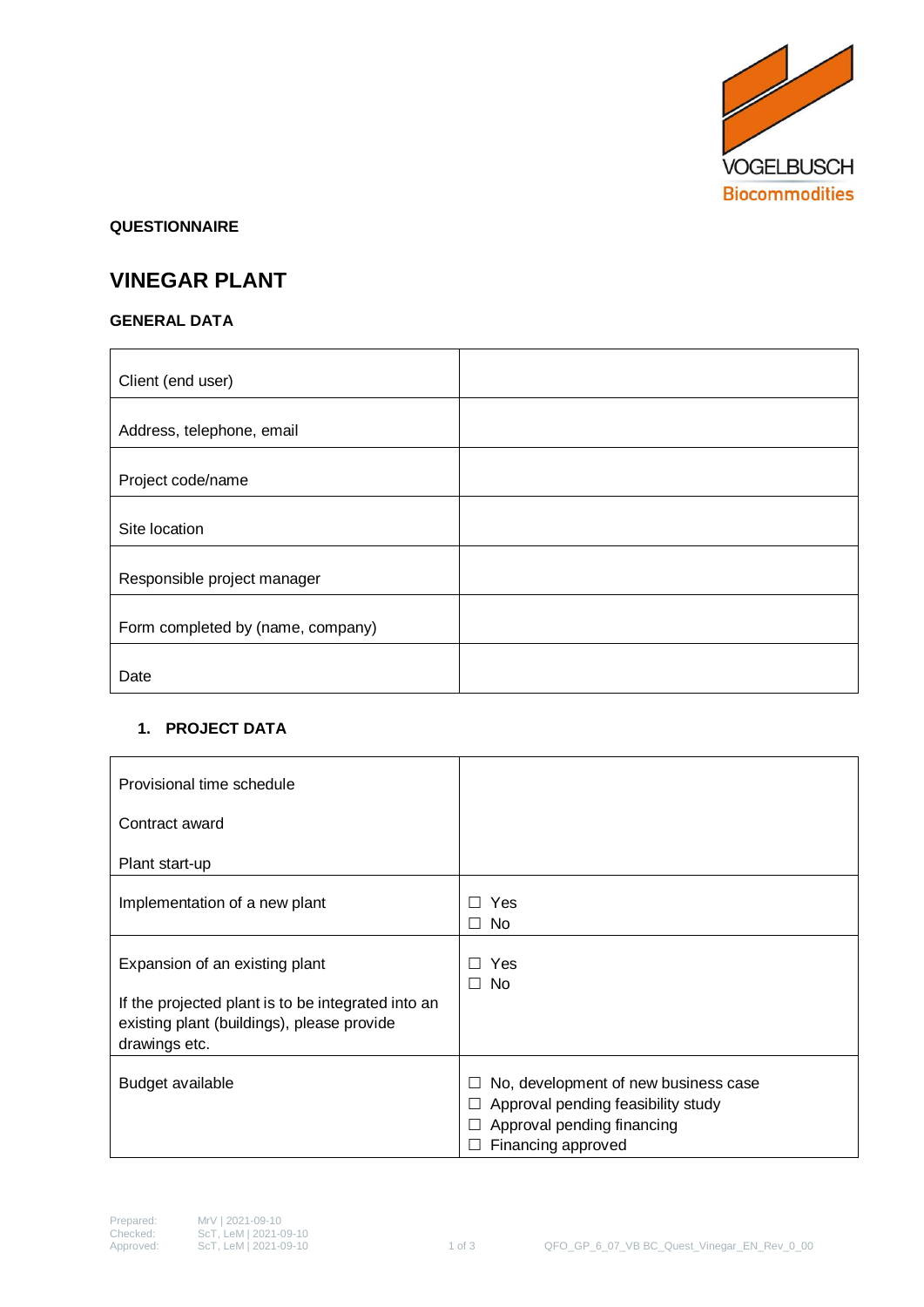**QUESTIONNAIRE**

# VINEGAR PLANT

## GENERAL DATA

| | |
|---|---|
| Client (end user) | |
| Address, telephone, email | |
| Project code/name | |
| Site location | |
| Responsible project manager | |
| Form completed by (name, company) | |
| Date | |

## 1. PROJECT DATA

| | |
|---|---|
| Provisional time schedule<br><br>Contract award<br><br>Plant start-up | |
| Implementation of a new plant | ☐ Yes<br>☐ No |
| Expansion of an existing plant<br><br>If the projected plant is to be integrated into an existing plant (buildings), please provide drawings etc. | ☐ Yes<br>☐ No |
| Budget available | ☐ No, development of new business case<br>☐ Approval pending feasibility study<br>☐ Approval pending financing<br>☐ Financing approved |

Prepared: MrV | 2021-09-10
Checked: ScT, LeM | 2021-09-10
Approved: ScT, LeM | 2021-09-10

QFO_GP_6_07_VB BC_Quest_Vinegar_EN_Rev_0_00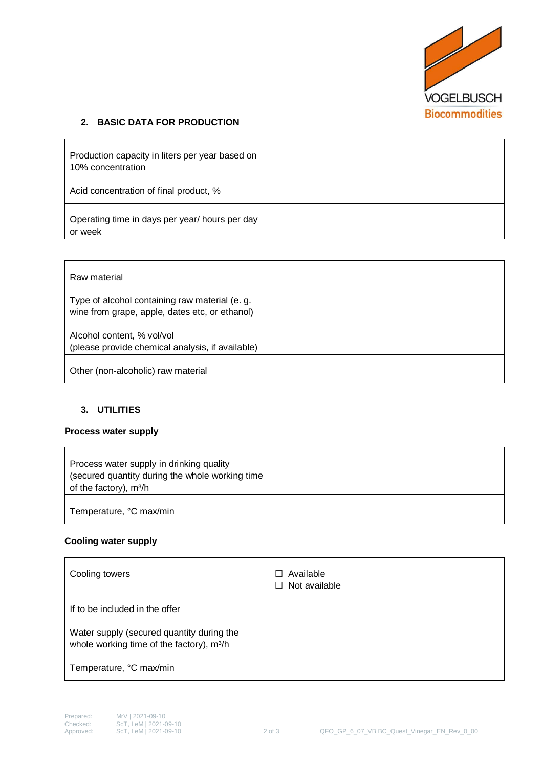## 2. BASIC DATA FOR PRODUCTION

| | |
|---|---|
| Production capacity in liters per year based on 10% concentration | |
| Acid concentration of final product, % | |
| Operating time in days per year/ hours per day or week | |

| | |
|---|---|
| Raw material<br><br>Type of alcohol containing raw material (e. g. wine from grape, apple, dates etc, or ethanol) | |
| Alcohol content, % vol/vol<br>(please provide chemical analysis, if available) | |
| Other (non-alcoholic) raw material | |

## 3. UTILITIES

**Process water supply**

| | |
|---|---|
| Process water supply in drinking quality (secured quantity during the whole working time of the factory), $m^3/h$ | |
| Temperature, °C max/min | |

**Cooling water supply**

| | |
|---|---|
| Cooling towers | ☐ Available<br>☐ Not available |
| If to be included in the offer<br><br>Water supply (secured quantity during the whole working time of the factory), $m^3/h$ | |
| Temperature, °C max/min | |

Prepared: MrV | 2021-09-10
Checked: ScT, LeM | 2021-09-10
Approved: ScT, LeM | 2021-09-10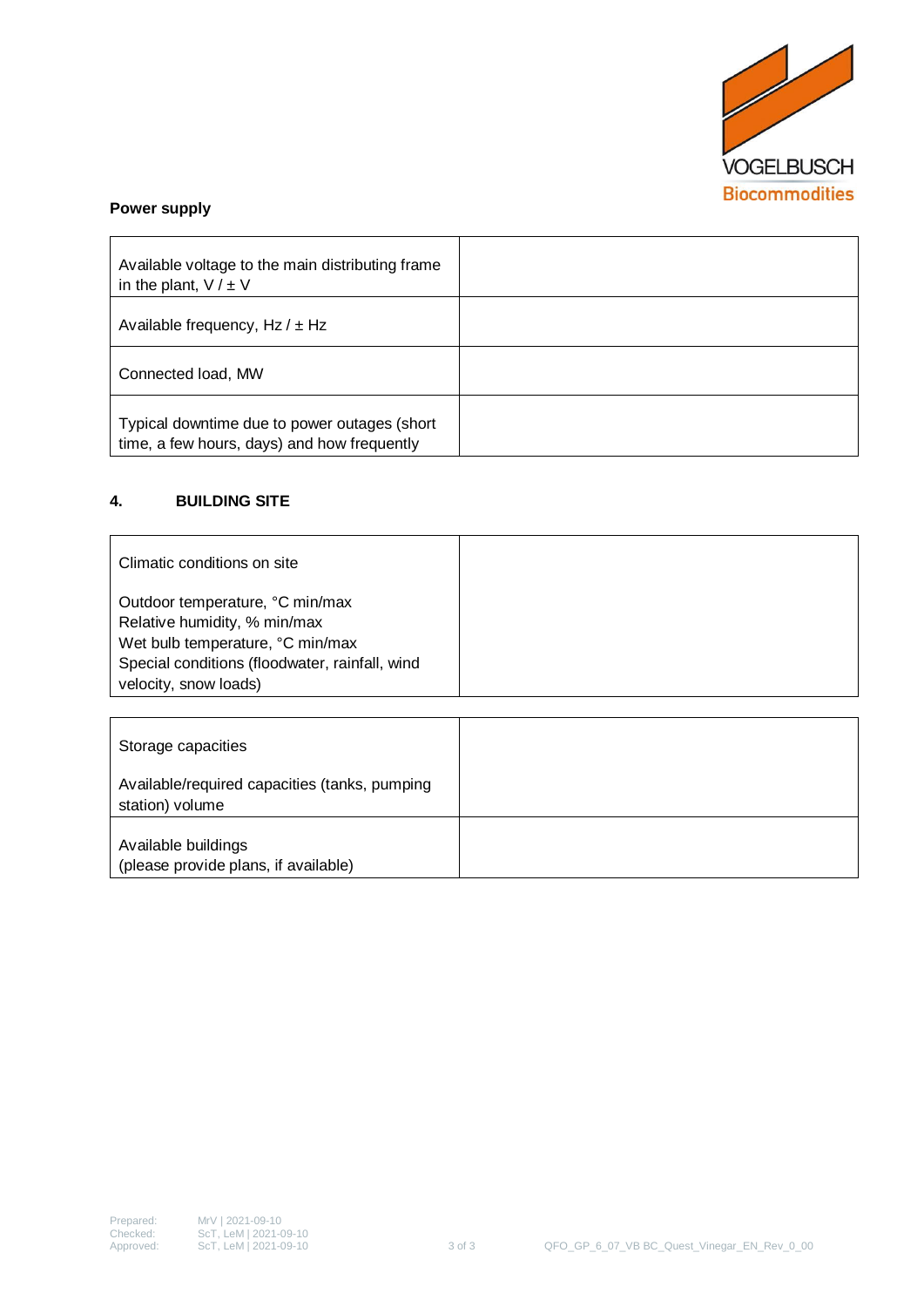**Power supply**

| | |
|---|---|
| Available voltage to the main distributing frame in the plant, V / ± V | |
| Available frequency, Hz / ± Hz | |
| Connected load, MW | |
| Typical downtime due to power outages (short time, a few hours, days) and how frequently | |

## 4. BUILDING SITE

| | |
|---|---|
| Climatic conditions on site<br><br>Outdoor temperature, °C min/max<br>Relative humidity, % min/max<br>Wet bulb temperature, °C min/max<br>Special conditions (floodwater, rainfall, wind velocity, snow loads) | |

| | |
|---|---|
| Storage capacities<br><br>Available/required capacities (tanks, pumping station) volume | |
| Available buildings<br>(please provide plans, if available) | |

Prepared: MrV | 2021-09-10
Checked: ScT, LeM | 2021-09-10
Approved: ScT, LeM | 2021-09-10

QFO_GP_6_07_VB BC_Quest_Vinegar_EN_Rev_0_00